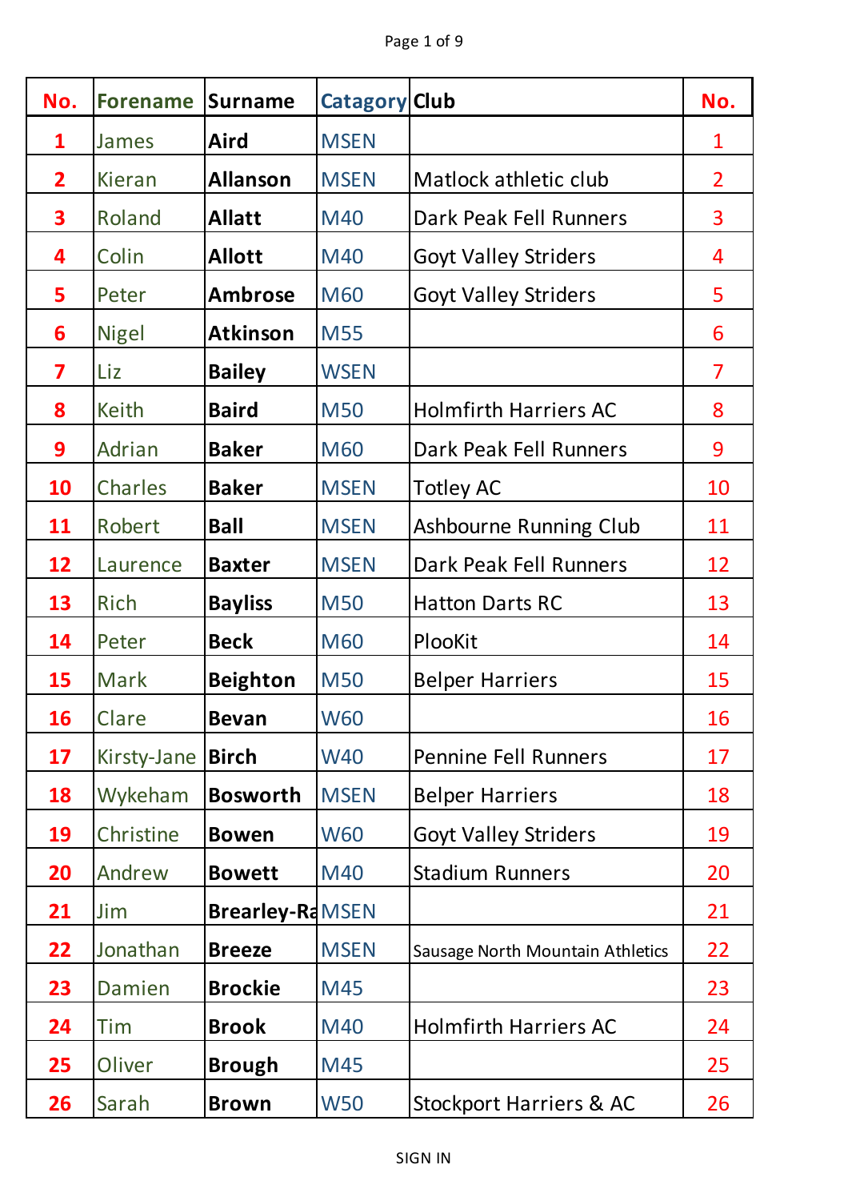| No. | Forename | Surname | Catagory | Club | No. |
|---|---|---|---|---|---|
| 1 | James | **Aird** | MSEN | | 1 |
| 2 | Kieran | **Allanson** | MSEN | Matlock athletic club | 2 |
| 3 | Roland | **Allatt** | M40 | Dark Peak Fell Runners | 3 |
| 4 | Colin | **Allott** | M40 | Goyt Valley Striders | 4 |
| 5 | Peter | **Ambrose** | M60 | Goyt Valley Striders | 5 |
| 6 | Nigel | **Atkinson** | M55 | | 6 |
| 7 | Liz | **Bailey** | WSEN | | 7 |
| 8 | Keith | **Baird** | M50 | Holmfirth Harriers AC | 8 |
| 9 | Adrian | **Baker** | M60 | Dark Peak Fell Runners | 9 |
| 10 | Charles | **Baker** | MSEN | Totley AC | 10 |
| 11 | Robert | **Ball** | MSEN | Ashbourne Running Club | 11 |
| 12 | Laurence | **Baxter** | MSEN | Dark Peak Fell Runners | 12 |
| 13 | Rich | **Bayliss** | M50 | Hatton Darts RC | 13 |
| 14 | Peter | **Beck** | M60 | PlooKit | 14 |
| 15 | Mark | **Beighton** | M50 | Belper Harriers | 15 |
| 16 | Clare | **Bevan** | W60 | | 16 |
| 17 | Kirsty-Jane | **Birch** | W40 | Pennine Fell Runners | 17 |
| 18 | Wykeham | **Bosworth** | MSEN | Belper Harriers | 18 |
| 19 | Christine | **Bowen** | W60 | Goyt Valley Striders | 19 |
| 20 | Andrew | **Bowett** | M40 | Stadium Runners | 20 |
| 21 | Jim | **Brearley-Ra** | MSEN | | 21 |
| 22 | Jonathan | **Breeze** | MSEN | Sausage North Mountain Athletics | 22 |
| 23 | Damien | **Brockie** | M45 | | 23 |
| 24 | Tim | **Brook** | M40 | Holmfirth Harriers AC | 24 |
| 25 | Oliver | **Brough** | M45 | | 25 |
| 26 | Sarah | **Brown** | W50 | Stockport Harriers & AC | 26 |

SIGN IN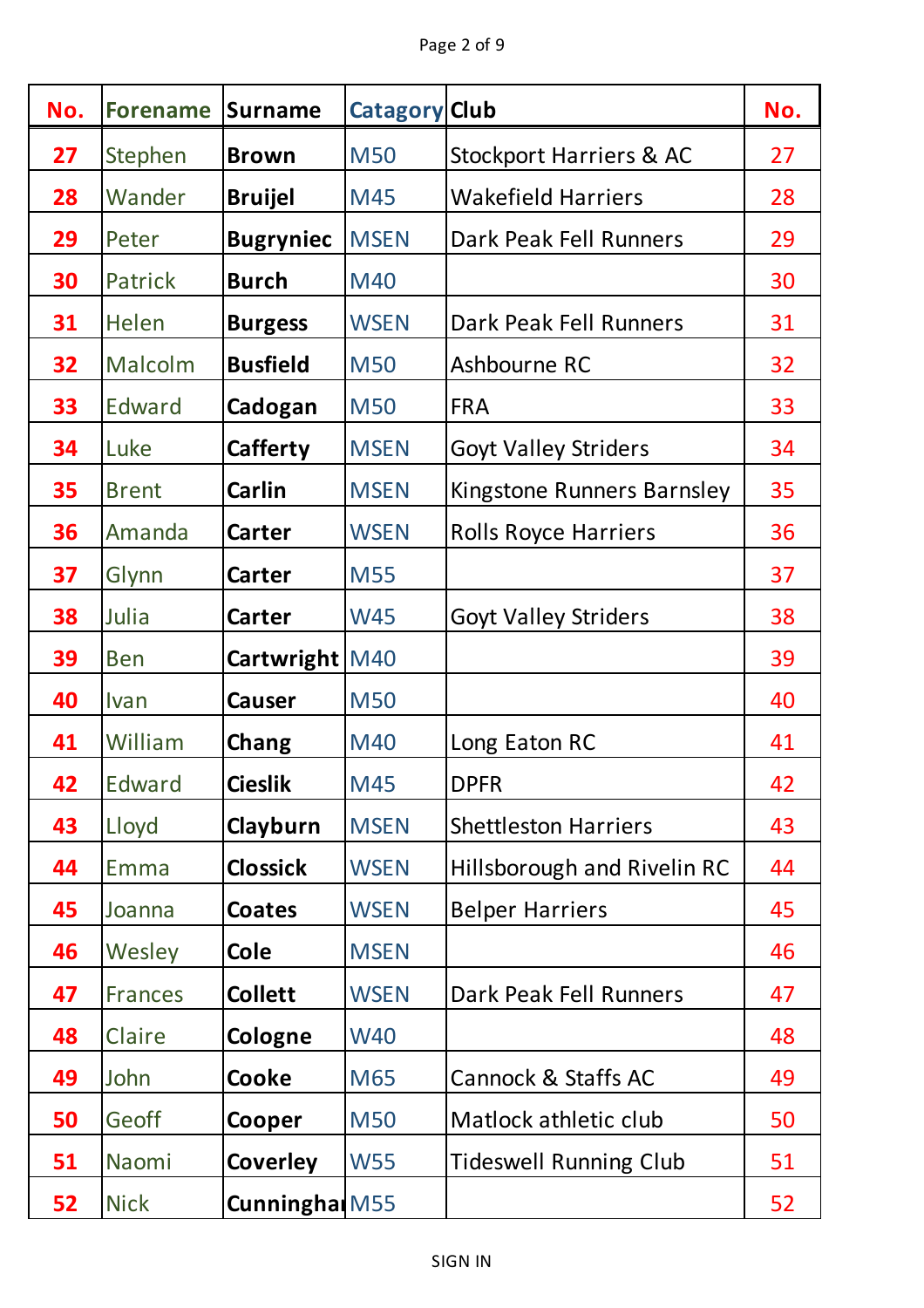| No. | Forename | Surname | Catagory | Club | No. |
|---|---|---|---|---|---|
| 27 | Stephen | **Brown** | M50 | Stockport Harriers & AC | 27 |
| 28 | Wander | **Bruijel** | M45 | Wakefield Harriers | 28 |
| 29 | Peter | **Bugryniec** | MSEN | Dark Peak Fell Runners | 29 |
| 30 | Patrick | **Burch** | M40 | | 30 |
| 31 | Helen | **Burgess** | WSEN | Dark Peak Fell Runners | 31 |
| 32 | Malcolm | **Busfield** | M50 | Ashbourne RC | 32 |
| 33 | Edward | **Cadogan** | M50 | FRA | 33 |
| 34 | Luke | **Cafferty** | MSEN | Goyt Valley Striders | 34 |
| 35 | Brent | **Carlin** | MSEN | Kingstone Runners Barnsley | 35 |
| 36 | Amanda | **Carter** | WSEN | Rolls Royce Harriers | 36 |
| 37 | Glynn | **Carter** | M55 | | 37 |
| 38 | Julia | **Carter** | W45 | Goyt Valley Striders | 38 |
| 39 | Ben | **Cartwright** | M40 | | 39 |
| 40 | Ivan | **Causer** | M50 | | 40 |
| 41 | William | **Chang** | M40 | Long Eaton RC | 41 |
| 42 | Edward | **Cieslik** | M45 | DPFR | 42 |
| 43 | Lloyd | **Clayburn** | MSEN | Shettleston Harriers | 43 |
| 44 | Emma | **Clossick** | WSEN | Hillsborough and Rivelin RC | 44 |
| 45 | Joanna | **Coates** | WSEN | Belper Harriers | 45 |
| 46 | Wesley | **Cole** | MSEN | | 46 |
| 47 | Frances | **Collett** | WSEN | Dark Peak Fell Runners | 47 |
| 48 | Claire | **Cologne** | W40 | | 48 |
| 49 | John | **Cooke** | M65 | Cannock & Staffs AC | 49 |
| 50 | Geoff | **Cooper** | M50 | Matlock athletic club | 50 |
| 51 | Naomi | **Coverley** | W55 | Tideswell Running Club | 51 |
| 52 | Nick | **Cunninghai** | M55 | | 52 |

SIGN IN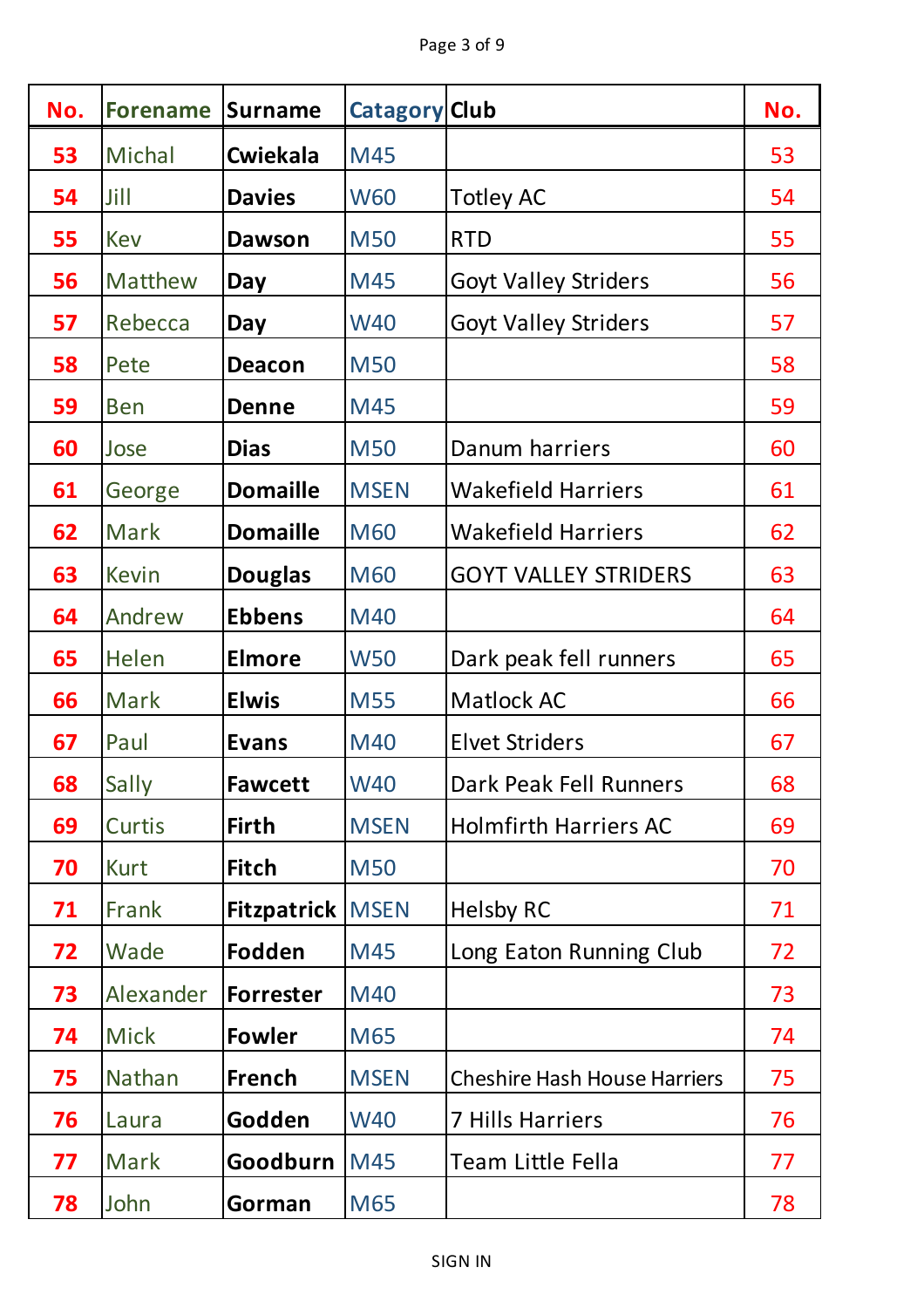| No. | Forename | Surname | Catagory | Club | No. |
|---|---|---|---|---|---|
| 53 | Michal | **Cwiekala** | M45 | | 53 |
| 54 | Jill | **Davies** | W60 | Totley AC | 54 |
| 55 | Kev | **Dawson** | M50 | RTD | 55 |
| 56 | Matthew | **Day** | M45 | Goyt Valley Striders | 56 |
| 57 | Rebecca | **Day** | W40 | Goyt Valley Striders | 57 |
| 58 | Pete | **Deacon** | M50 | | 58 |
| 59 | Ben | **Denne** | M45 | | 59 |
| 60 | Jose | **Dias** | M50 | Danum harriers | 60 |
| 61 | George | **Domaille** | MSEN | Wakefield Harriers | 61 |
| 62 | Mark | **Domaille** | M60 | Wakefield Harriers | 62 |
| 63 | Kevin | **Douglas** | M60 | GOYT VALLEY STRIDERS | 63 |
| 64 | Andrew | **Ebbens** | M40 | | 64 |
| 65 | Helen | **Elmore** | W50 | Dark peak fell runners | 65 |
| 66 | Mark | **Elwis** | M55 | Matlock AC | 66 |
| 67 | Paul | **Evans** | M40 | Elvet Striders | 67 |
| 68 | Sally | **Fawcett** | W40 | Dark Peak Fell Runners | 68 |
| 69 | Curtis | **Firth** | MSEN | Holmfirth Harriers AC | 69 |
| 70 | Kurt | **Fitch** | M50 | | 70 |
| 71 | Frank | **Fitzpatrick** | MSEN | Helsby RC | 71 |
| 72 | Wade | **Fodden** | M45 | Long Eaton Running Club | 72 |
| 73 | Alexander | **Forrester** | M40 | | 73 |
| 74 | Mick | **Fowler** | M65 | | 74 |
| 75 | Nathan | **French** | MSEN | Cheshire Hash House Harriers | 75 |
| 76 | Laura | **Godden** | W40 | 7 Hills Harriers | 76 |
| 77 | Mark | **Goodburn** | M45 | Team Little Fella | 77 |
| 78 | John | **Gorman** | M65 | | 78 |

SIGN IN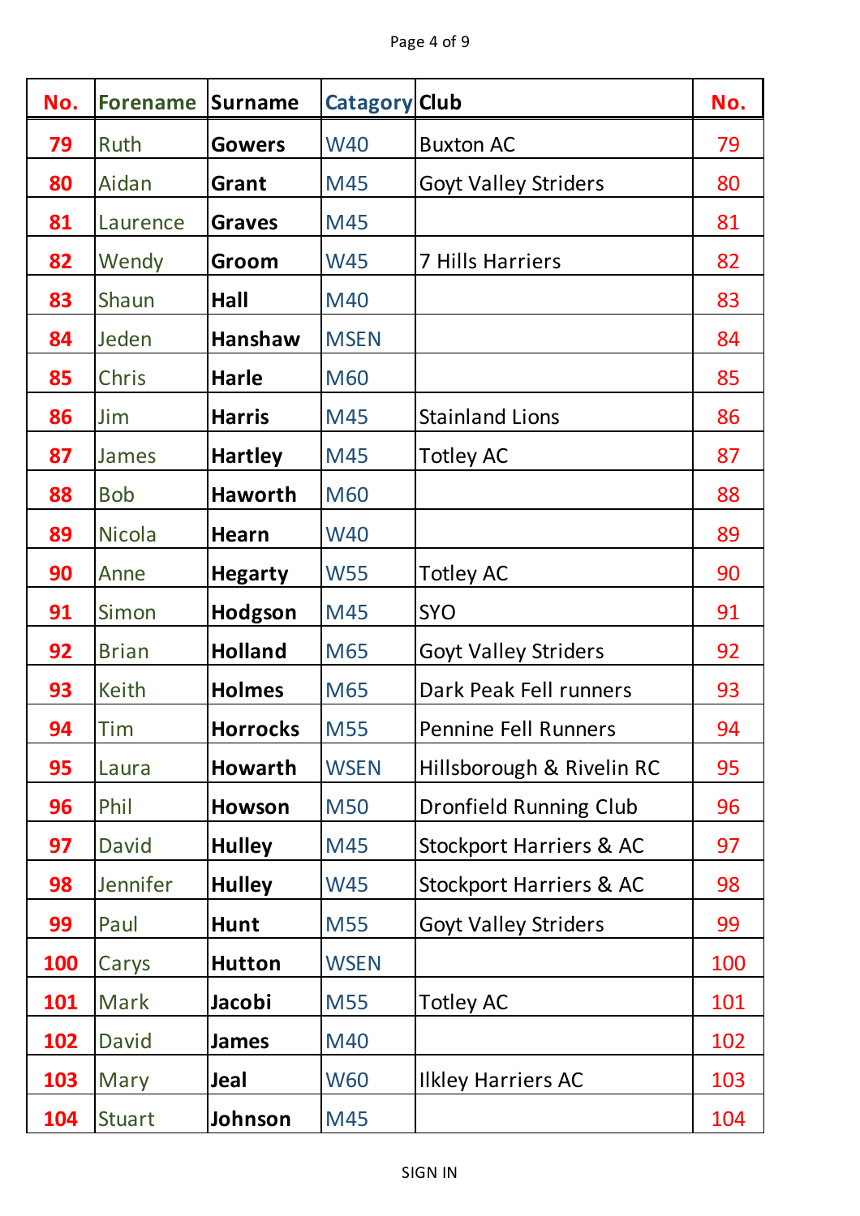| No. | Forename | Surname | Catagory | Club | No. |
|---|---|---|---|---|---|
| 79 | Ruth | **Gowers** | W40 | Buxton AC | 79 |
| 80 | Aidan | **Grant** | M45 | Goyt Valley Striders | 80 |
| 81 | Laurence | **Graves** | M45 | | 81 |
| 82 | Wendy | **Groom** | W45 | 7 Hills Harriers | 82 |
| 83 | Shaun | **Hall** | M40 | | 83 |
| 84 | Jeden | **Hanshaw** | MSEN | | 84 |
| 85 | Chris | **Harle** | M60 | | 85 |
| 86 | Jim | **Harris** | M45 | Stainland Lions | 86 |
| 87 | James | **Hartley** | M45 | Totley AC | 87 |
| 88 | Bob | **Haworth** | M60 | | 88 |
| 89 | Nicola | **Hearn** | W40 | | 89 |
| 90 | Anne | **Hegarty** | W55 | Totley AC | 90 |
| 91 | Simon | **Hodgson** | M45 | SYO | 91 |
| 92 | Brian | **Holland** | M65 | Goyt Valley Striders | 92 |
| 93 | Keith | **Holmes** | M65 | Dark Peak Fell runners | 93 |
| 94 | Tim | **Horrocks** | M55 | Pennine Fell Runners | 94 |
| 95 | Laura | **Howarth** | WSEN | Hillsborough & Rivelin RC | 95 |
| 96 | Phil | **Howson** | M50 | Dronfield Running Club | 96 |
| 97 | David | **Hulley** | M45 | Stockport Harriers & AC | 97 |
| 98 | Jennifer | **Hulley** | W45 | Stockport Harriers & AC | 98 |
| 99 | Paul | **Hunt** | M55 | Goyt Valley Striders | 99 |
| 100 | Carys | **Hutton** | WSEN | | 100 |
| 101 | Mark | **Jacobi** | M55 | Totley AC | 101 |
| 102 | David | **James** | M40 | | 102 |
| 103 | Mary | **Jeal** | W60 | Ilkley Harriers AC | 103 |
| 104 | Stuart | **Johnson** | M45 | | 104 |

SIGN IN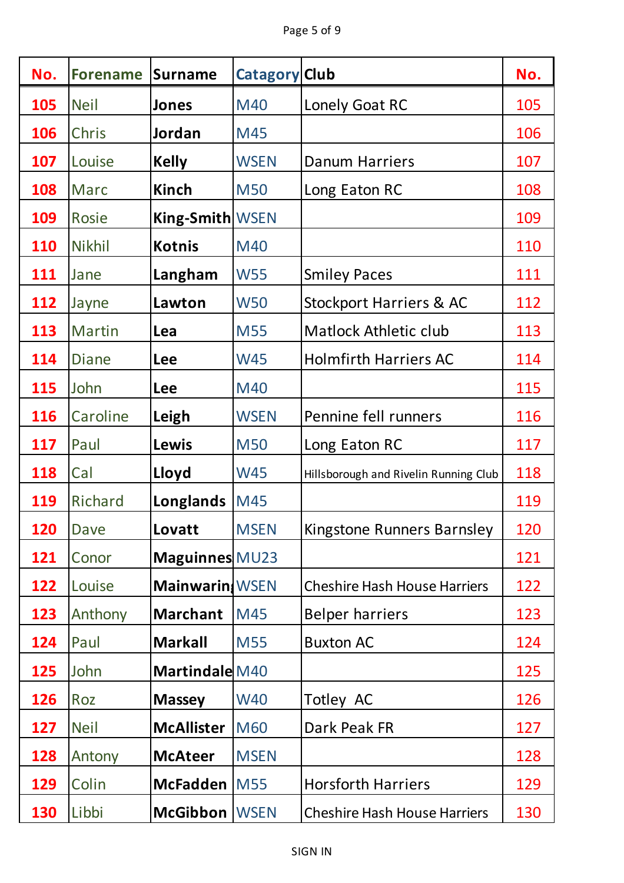| No. | Forename | Surname | Catagory | Club | No. |
|---|---|---|---|---|---|
| 105 | Neil | **Jones** | M40 | Lonely Goat RC | 105 |
| 106 | Chris | **Jordan** | M45 | | 106 |
| 107 | Louise | **Kelly** | WSEN | Danum Harriers | 107 |
| 108 | Marc | **Kinch** | M50 | Long Eaton RC | 108 |
| 109 | Rosie | **King-Smith** | WSEN | | 109 |
| 110 | Nikhil | **Kotnis** | M40 | | 110 |
| 111 | Jane | **Langham** | W55 | Smiley Paces | 111 |
| 112 | Jayne | **Lawton** | W50 | Stockport Harriers & AC | 112 |
| 113 | Martin | **Lea** | M55 | Matlock Athletic club | 113 |
| 114 | Diane | **Lee** | W45 | Holmfirth Harriers AC | 114 |
| 115 | John | **Lee** | M40 | | 115 |
| 116 | Caroline | **Leigh** | WSEN | Pennine fell runners | 116 |
| 117 | Paul | **Lewis** | M50 | Long Eaton RC | 117 |
| 118 | Cal | **Lloyd** | W45 | Hillsborough and Rivelin Running Club | 118 |
| 119 | Richard | **Longlands** | M45 | | 119 |
| 120 | Dave | **Lovatt** | MSEN | Kingstone Runners Barnsley | 120 |
| 121 | Conor | **Maguinness** | MU23 | | 121 |
| 122 | Louise | **Mainwaring** | WSEN | Cheshire Hash House Harriers | 122 |
| 123 | Anthony | **Marchant** | M45 | Belper harriers | 123 |
| 124 | Paul | **Markall** | M55 | Buxton AC | 124 |
| 125 | John | **Martindale** | M40 | | 125 |
| 126 | Roz | **Massey** | W40 | Totley AC | 126 |
| 127 | Neil | **McAllister** | M60 | Dark Peak FR | 127 |
| 128 | Antony | **McAteer** | MSEN | | 128 |
| 129 | Colin | **McFadden** | M55 | Horsforth Harriers | 129 |
| 130 | Libbi | **McGibbon** | WSEN | Cheshire Hash House Harriers | 130 |

SIGN IN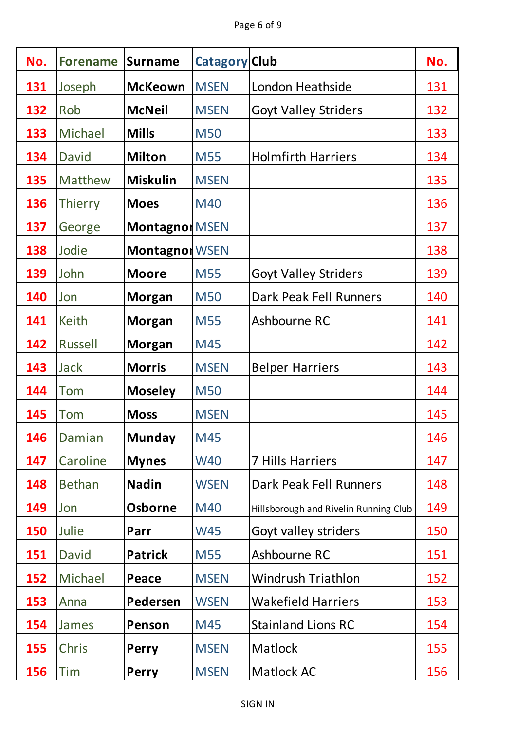| No. | Forename | Surname | Catagory | Club | No. |
|---|---|---|---|---|---|
| 131 | Joseph | **McKeown** | MSEN | London Heathside | 131 |
| 132 | Rob | **McNeil** | MSEN | Goyt Valley Striders | 132 |
| 133 | Michael | **Mills** | M50 | | 133 |
| 134 | David | **Milton** | M55 | Holmfirth Harriers | 134 |
| 135 | Matthew | **Miskulin** | MSEN | | 135 |
| 136 | Thierry | **Moes** | M40 | | 136 |
| 137 | George | **Montagnon** | MSEN | | 137 |
| 138 | Jodie | **Montagnon** | WSEN | | 138 |
| 139 | John | **Moore** | M55 | Goyt Valley Striders | 139 |
| 140 | Jon | **Morgan** | M50 | Dark Peak Fell Runners | 140 |
| 141 | Keith | **Morgan** | M55 | Ashbourne RC | 141 |
| 142 | Russell | **Morgan** | M45 | | 142 |
| 143 | Jack | **Morris** | MSEN | Belper Harriers | 143 |
| 144 | Tom | **Moseley** | M50 | | 144 |
| 145 | Tom | **Moss** | MSEN | | 145 |
| 146 | Damian | **Munday** | M45 | | 146 |
| 147 | Caroline | **Mynes** | W40 | 7 Hills Harriers | 147 |
| 148 | Bethan | **Nadin** | WSEN | Dark Peak Fell Runners | 148 |
| 149 | Jon | **Osborne** | M40 | Hillsborough and Rivelin Running Club | 149 |
| 150 | Julie | **Parr** | W45 | Goyt valley striders | 150 |
| 151 | David | **Patrick** | M55 | Ashbourne RC | 151 |
| 152 | Michael | **Peace** | MSEN | Windrush Triathlon | 152 |
| 153 | Anna | **Pedersen** | WSEN | Wakefield Harriers | 153 |
| 154 | James | **Penson** | M45 | Stainland Lions RC | 154 |
| 155 | Chris | **Perry** | MSEN | Matlock | 155 |
| 156 | Tim | **Perry** | MSEN | Matlock AC | 156 |

SIGN IN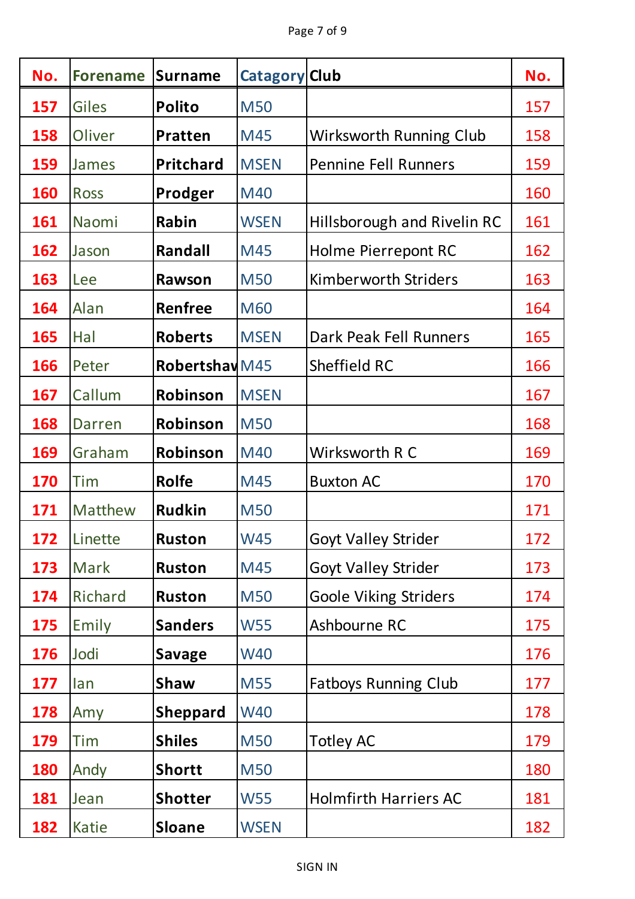| No. | Forename | Surname | Catagory | Club | No. |
|---|---|---|---|---|---|
| 157 | Giles | **Polito** | M50 | | 157 |
| 158 | Oliver | **Pratten** | M45 | Wirksworth Running Club | 158 |
| 159 | James | **Pritchard** | MSEN | Pennine Fell Runners | 159 |
| 160 | Ross | **Prodger** | M40 | | 160 |
| 161 | Naomi | **Rabin** | WSEN | Hillsborough and Rivelin RC | 161 |
| 162 | Jason | **Randall** | M45 | Holme Pierrepont RC | 162 |
| 163 | Lee | **Rawson** | M50 | Kimberworth Striders | 163 |
| 164 | Alan | **Renfree** | M60 | | 164 |
| 165 | Hal | **Roberts** | MSEN | Dark Peak Fell Runners | 165 |
| 166 | Peter | **Robertshav** | M45 | Sheffield RC | 166 |
| 167 | Callum | **Robinson** | MSEN | | 167 |
| 168 | Darren | **Robinson** | M50 | | 168 |
| 169 | Graham | **Robinson** | M40 | Wirksworth R C | 169 |
| 170 | Tim | **Rolfe** | M45 | Buxton AC | 170 |
| 171 | Matthew | **Rudkin** | M50 | | 171 |
| 172 | Linette | **Ruston** | W45 | Goyt Valley Strider | 172 |
| 173 | Mark | **Ruston** | M45 | Goyt Valley Strider | 173 |
| 174 | Richard | **Ruston** | M50 | Goole Viking Striders | 174 |
| 175 | Emily | **Sanders** | W55 | Ashbourne RC | 175 |
| 176 | Jodi | **Savage** | W40 | | 176 |
| 177 | Ian | **Shaw** | M55 | Fatboys Running Club | 177 |
| 178 | Amy | **Sheppard** | W40 | | 178 |
| 179 | Tim | **Shiles** | M50 | Totley AC | 179 |
| 180 | Andy | **Shortt** | M50 | | 180 |
| 181 | Jean | **Shotter** | W55 | Holmfirth Harriers AC | 181 |
| 182 | Katie | **Sloane** | WSEN | | 182 |

SIGN IN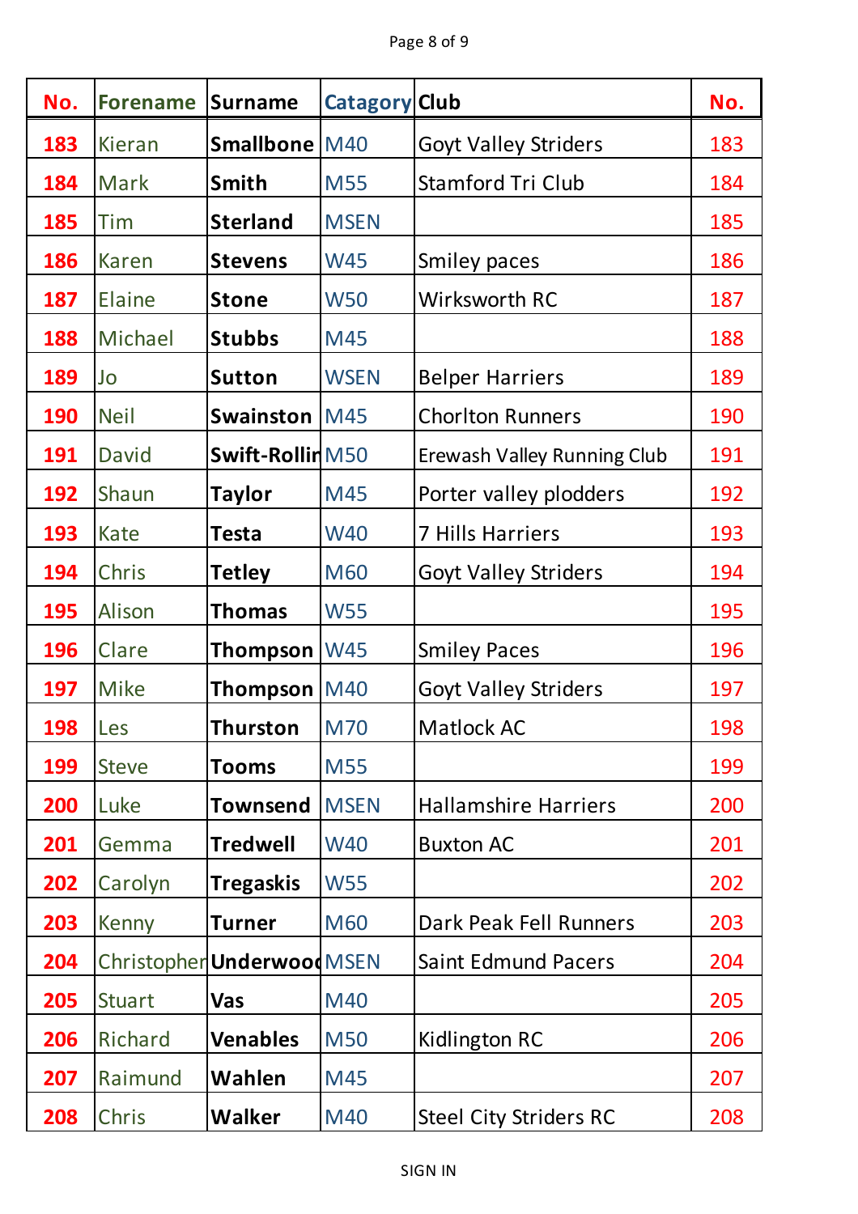| No. | Forename | Surname | Catagory | Club | No. |
|---|---|---|---|---|---|
| 183 | Kieran | **Smallbone** | M40 | Goyt Valley Striders | 183 |
| 184 | Mark | **Smith** | M55 | Stamford Tri Club | 184 |
| 185 | Tim | **Sterland** | MSEN | | 185 |
| 186 | Karen | **Stevens** | W45 | Smiley paces | 186 |
| 187 | Elaine | **Stone** | W50 | Wirksworth RC | 187 |
| 188 | Michael | **Stubbs** | M45 | | 188 |
| 189 | Jo | **Sutton** | WSEN | Belper Harriers | 189 |
| 190 | Neil | **Swainston** | M45 | Chorlton Runners | 190 |
| 191 | David | **Swift-Rollin** | M50 | Erewash Valley Running Club | 191 |
| 192 | Shaun | **Taylor** | M45 | Porter valley plodders | 192 |
| 193 | Kate | **Testa** | W40 | 7 Hills Harriers | 193 |
| 194 | Chris | **Tetley** | M60 | Goyt Valley Striders | 194 |
| 195 | Alison | **Thomas** | W55 | | 195 |
| 196 | Clare | **Thompson** | W45 | Smiley Paces | 196 |
| 197 | Mike | **Thompson** | M40 | Goyt Valley Striders | 197 |
| 198 | Les | **Thurston** | M70 | Matlock AC | 198 |
| 199 | Steve | **Tooms** | M55 | | 199 |
| 200 | Luke | **Townsend** | MSEN | Hallamshire Harriers | 200 |
| 201 | Gemma | **Tredwell** | W40 | Buxton AC | 201 |
| 202 | Carolyn | **Tregaskis** | W55 | | 202 |
| 203 | Kenny | **Turner** | M60 | Dark Peak Fell Runners | 203 |
| 204 | Christopher | **Underwood** | MSEN | Saint Edmund Pacers | 204 |
| 205 | Stuart | **Vas** | M40 | | 205 |
| 206 | Richard | **Venables** | M50 | Kidlington RC | 206 |
| 207 | Raimund | **Wahlen** | M45 | | 207 |
| 208 | Chris | **Walker** | M40 | Steel City Striders RC | 208 |

SIGN IN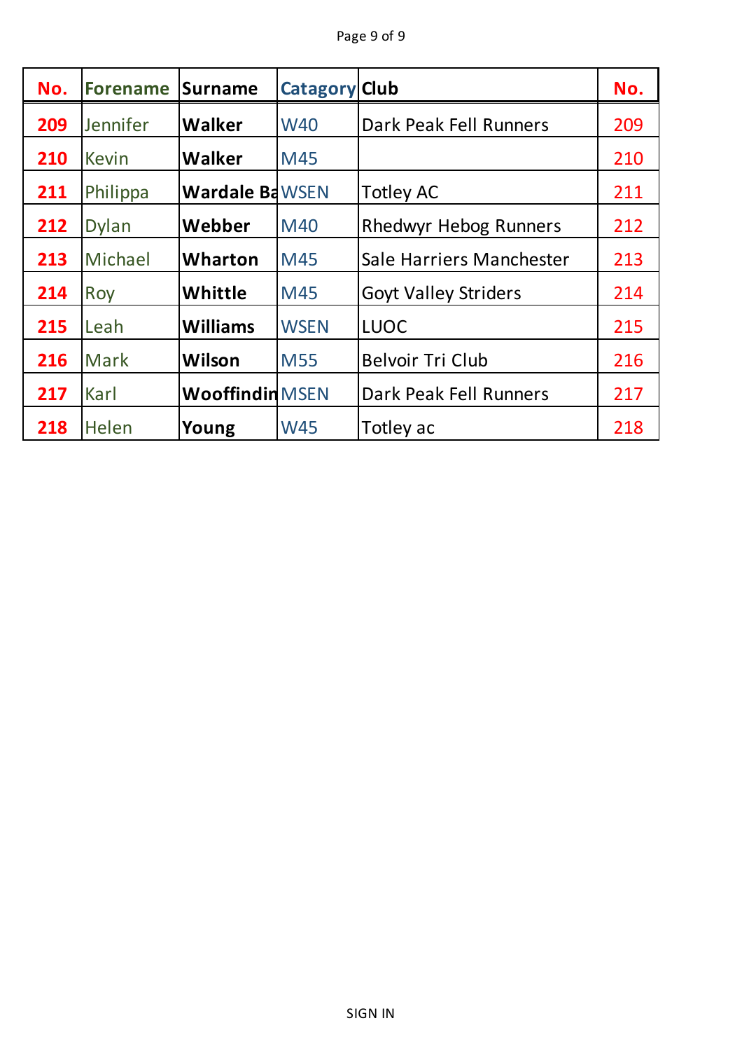| No. | Forename | Surname | Catagory | Club | No. |
|---|---|---|---|---|---|
| 209 | Jennifer | **Walker** | W40 | Dark Peak Fell Runners | 209 |
| 210 | Kevin | **Walker** | M45 | | 210 |
| 211 | Philippa | **Wardale Ba** | WSEN | Totley AC | 211 |
| 212 | Dylan | **Webber** | M40 | Rhedwyr Hebog Runners | 212 |
| 213 | Michael | **Wharton** | M45 | Sale Harriers Manchester | 213 |
| 214 | Roy | **Whittle** | M45 | Goyt Valley Striders | 214 |
| 215 | Leah | **Williams** | WSEN | LUOC | 215 |
| 216 | Mark | **Wilson** | M55 | Belvoir Tri Club | 216 |
| 217 | Karl | **Wooffindin** | MSEN | Dark Peak Fell Runners | 217 |
| 218 | Helen | **Young** | W45 | Totley ac | 218 |

SIGN IN